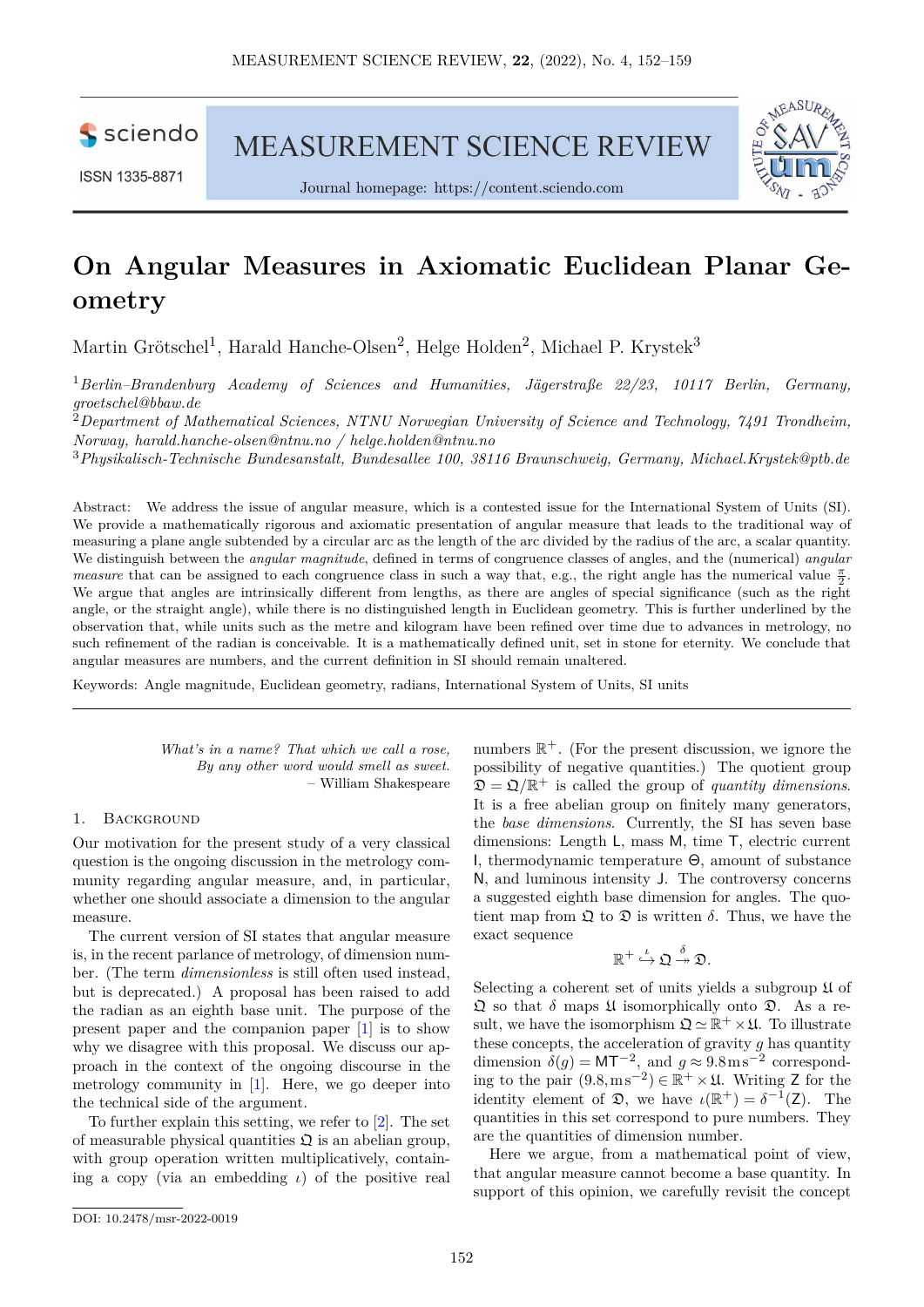# On Angular Measures in Axiomatic Euclidean Planar Geometry

Martin Grötschel[1], Harald Hanche-Olsen[2], Helge Holden[2], Michael P. Krystek[3]

[1] *Berlin–Brandenburg Academy of Sciences and Humanities, Jägerstraße 22/23, 10117 Berlin, Germany, groetschel@bbaw.de*

[2] *Department of Mathematical Sciences, NTNU Norwegian University of Science and Technology, 7491 Trondheim, Norway, harald.hanche-olsen@ntnu.no / helge.holden@ntnu.no*

[3] *Physikalisch-Technische Bundesanstalt, Bundesallee 100, 38116 Braunschweig, Germany, Michael.Krystek@ptb.de*

Abstract: We address the issue of angular measure, which is a contested issue for the International System of Units (SI). We provide a mathematically rigorous and axiomatic presentation of angular measure that leads to the traditional way of measuring a plane angle subtended by a circular arc as the length of the arc divided by the radius of the arc, a scalar quantity. We distinguish between the *angular magnitude*, defined in terms of congruence classes of angles, and the (numerical) *angular measure* that can be assigned to each congruence class in such a way that, e.g., the right angle has the numerical value $\frac{\pi}{2}$. We argue that angles are intrinsically different from lengths, as there are angles of special significance (such as the right angle, or the straight angle), while there is no distinguished length in Euclidean geometry. This is further underlined by the observation that, while units such as the metre and kilogram have been refined over time due to advances in metrology, no such refinement of the radian is conceivable. It is a mathematically defined unit, set in stone for eternity. We conclude that angular measures are numbers, and the current definition in SI should remain unaltered.

Keywords: Angle magnitude, Euclidean geometry, radians, International System of Units, SI units

---

> *What's in a name? That which we call a rose,*
> *By any other word would smell as sweet.*
> – William Shakespeare

## 1. Background

Our motivation for the present study of a very classical question is the ongoing discussion in the metrology community regarding angular measure, and, in particular, whether one should associate a dimension to the angular measure.

The current version of SI states that angular measure is, in the recent parlance of metrology, of dimension number. (The term *dimensionless* is still often used instead, but is deprecated.) A proposal has been raised to add the radian as an eighth base unit. The purpose of the present paper and the companion paper [1] is to show why we disagree with this proposal. We discuss our approach in the context of the ongoing discourse in the metrology community in [1]. Here, we go deeper into the technical side of the argument.

To further explain this setting, we refer to [2]. The set of measurable physical quantities $\mathfrak{Q}$ is an abelian group, with group operation written multiplicatively, containing a copy (via an embedding $\iota$) of the positive real numbers $\mathbb{R}^+$. (For the present discussion, we ignore the possibility of negative quantities.) The quotient group $\mathfrak{D} = \mathfrak{Q}/\mathbb{R}^+$ is called the group of *quantity dimensions*. It is a free abelian group on finitely many generators, the *base dimensions*. Currently, the SI has seven base dimensions: Length $\mathsf{L}$, mass $\mathsf{M}$, time $\mathsf{T}$, electric current $\mathsf{I}$, thermodynamic temperature $\Theta$, amount of substance $\mathsf{N}$, and luminous intensity $\mathsf{J}$. The controversy concerns a suggested eighth base dimension for angles. The quotient map from $\mathfrak{Q}$ to $\mathfrak{D}$ is written $\delta$. Thus, we have the exact sequence

$$\mathbb{R}^+ \overset{\iota}{\hookrightarrow} \mathfrak{Q} \overset{\delta}{\twoheadrightarrow} \mathfrak{D}.$$

Selecting a coherent set of units yields a subgroup $\mathfrak{U}$ of $\mathfrak{Q}$ so that $\delta$ maps $\mathfrak{U}$ isomorphically onto $\mathfrak{D}$. As a result, we have the isomorphism $\mathfrak{Q} \simeq \mathbb{R}^+ \times \mathfrak{U}$. To illustrate these concepts, the acceleration of gravity $g$ has quantity dimension $\delta(g) = \mathsf{MT}^{-2}$, and $g \approx 9.8\,\mathrm{m\,s^{-2}}$ corresponding to the pair $(9.8, \mathrm{m\,s^{-2}}) \in \mathbb{R}^+ \times \mathfrak{U}$. Writing $\mathsf{Z}$ for the identity element of $\mathfrak{D}$, we have $\iota(\mathbb{R}^+) = \delta^{-1}(\mathsf{Z})$. The quantities in this set correspond to pure numbers. They are the quantities of dimension number.

Here we argue, from a mathematical point of view, that angular measure cannot become a base quantity. In support of this opinion, we carefully revisit the concept

DOI: 10.2478/msr-2022-0019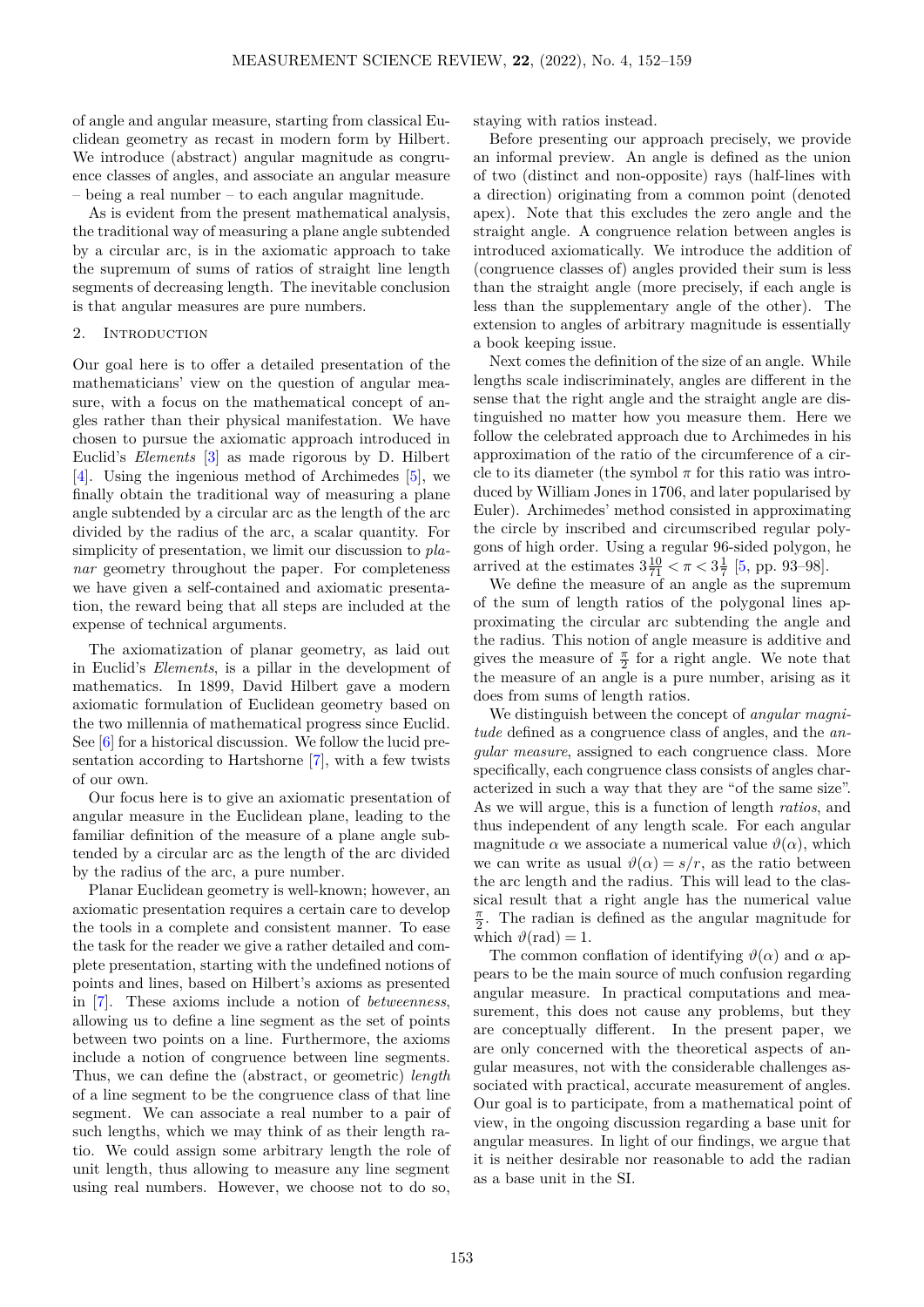of angle and angular measure, starting from classical Euclidean geometry as recast in modern form by Hilbert. We introduce (abstract) angular magnitude as congruence classes of angles, and associate an angular measure – being a real number – to each angular magnitude.

As is evident from the present mathematical analysis, the traditional way of measuring a plane angle subtended by a circular arc, is in the axiomatic approach to take the supremum of sums of ratios of straight line length segments of decreasing length. The inevitable conclusion is that angular measures are pure numbers.

## 2. Introduction

Our goal here is to offer a detailed presentation of the mathematicians' view on the question of angular measure, with a focus on the mathematical concept of angles rather than their physical manifestation. We have chosen to pursue the axiomatic approach introduced in Euclid's *Elements* [3] as made rigorous by D. Hilbert [4]. Using the ingenious method of Archimedes [5], we finally obtain the traditional way of measuring a plane angle subtended by a circular arc as the length of the arc divided by the radius of the arc, a scalar quantity. For simplicity of presentation, we limit our discussion to *planar* geometry throughout the paper. For completeness we have given a self-contained and axiomatic presentation, the reward being that all steps are included at the expense of technical arguments.

The axiomatization of planar geometry, as laid out in Euclid's *Elements*, is a pillar in the development of mathematics. In 1899, David Hilbert gave a modern axiomatic formulation of Euclidean geometry based on the two millennia of mathematical progress since Euclid. See [6] for a historical discussion. We follow the lucid presentation according to Hartshorne [7], with a few twists of our own.

Our focus here is to give an axiomatic presentation of angular measure in the Euclidean plane, leading to the familiar definition of the measure of a plane angle subtended by a circular arc as the length of the arc divided by the radius of the arc, a pure number.

Planar Euclidean geometry is well-known; however, an axiomatic presentation requires a certain care to develop the tools in a complete and consistent manner. To ease the task for the reader we give a rather detailed and complete presentation, starting with the undefined notions of points and lines, based on Hilbert's axioms as presented in [7]. These axioms include a notion of *betweenness*, allowing us to define a line segment as the set of points between two points on a line. Furthermore, the axioms include a notion of congruence between line segments. Thus, we can define the (abstract, or geometric) *length* of a line segment to be the congruence class of that line segment. We can associate a real number to a pair of such lengths, which we may think of as their length ratio. We could assign some arbitrary length the role of unit length, thus allowing to measure any line segment using real numbers. However, we choose not to do so, staying with ratios instead.

Before presenting our approach precisely, we provide an informal preview. An angle is defined as the union of two (distinct and non-opposite) rays (half-lines with a direction) originating from a common point (denoted apex). Note that this excludes the zero angle and the straight angle. A congruence relation between angles is introduced axiomatically. We introduce the additive of (congruence classes of) angles provided their sum is less than the straight angle (more precisely, if each angle is less than the supplementary angle of the other). The extension to angles of arbitrary magnitude is essentially a book keeping issue.

Next comes the definition of the size of an angle. While lengths scale indiscriminately, angles are different in the sense that the right angle and the straight angle are distinguished no matter how you measure them. Here we follow the celebrated approach due to Archimedes in his approximation of the ratio of the circumference of a circle to its diameter (the symbol $\pi$ for this ratio was introduced by William Jones in 1706, and later popularised by Euler). Archimedes' method consisted in approximating the circle by inscribed and circumscribed regular polygons of high order. Using a regular 96-sided polygon, he arrived at the estimates $3\frac{10}{71} < \pi < 3\frac{1}{7}$ [5, pp. 93–98].

We define the measure of an angle as the supremum of the sum of length ratios of the polygonal lines approximating the circular arc subtending the angle and the radius. This notion of angle measure is additive and gives the measure of $\frac{\pi}{2}$ for a right angle. We note that the measure of an angle is a pure number, arising as it does from sums of length ratios.

We distinguish between the concept of *angular magnitude* defined as a congruence class of angles, and the *angular measure*, assigned to each congruence class. More specifically, each congruence class consists of angles characterized in such a way that they are "of the same size". As we will argue, this is a function of length *ratios*, and thus independent of any length scale. For each angular magnitude $\alpha$ we associate a numerical value $\vartheta(\alpha)$, which we can write as usual $\vartheta(\alpha) = s/r$, as the ratio between the arc length and the radius. This will lead to the classical result that a right angle has the numerical value $\frac{\pi}{2}$. The radian is defined as the angular magnitude for which $\vartheta(\mathrm{rad}) = 1$.

The common conflation of identifying $\vartheta(\alpha)$ and $\alpha$ appears to be the main source of much confusion regarding angular measure. In practical computations and measurement, this does not cause any problems, but they are conceptually different. In the present paper, we are only concerned with the theoretical aspects of angular measures, not with the considerable challenges associated with practical, accurate measurement of angles. Our goal is to participate, from a mathematical point of view, in the ongoing discussion regarding a base unit for angular measures. In light of our findings, we argue that it is neither desirable nor reasonable to add the radian as a base unit in the SI.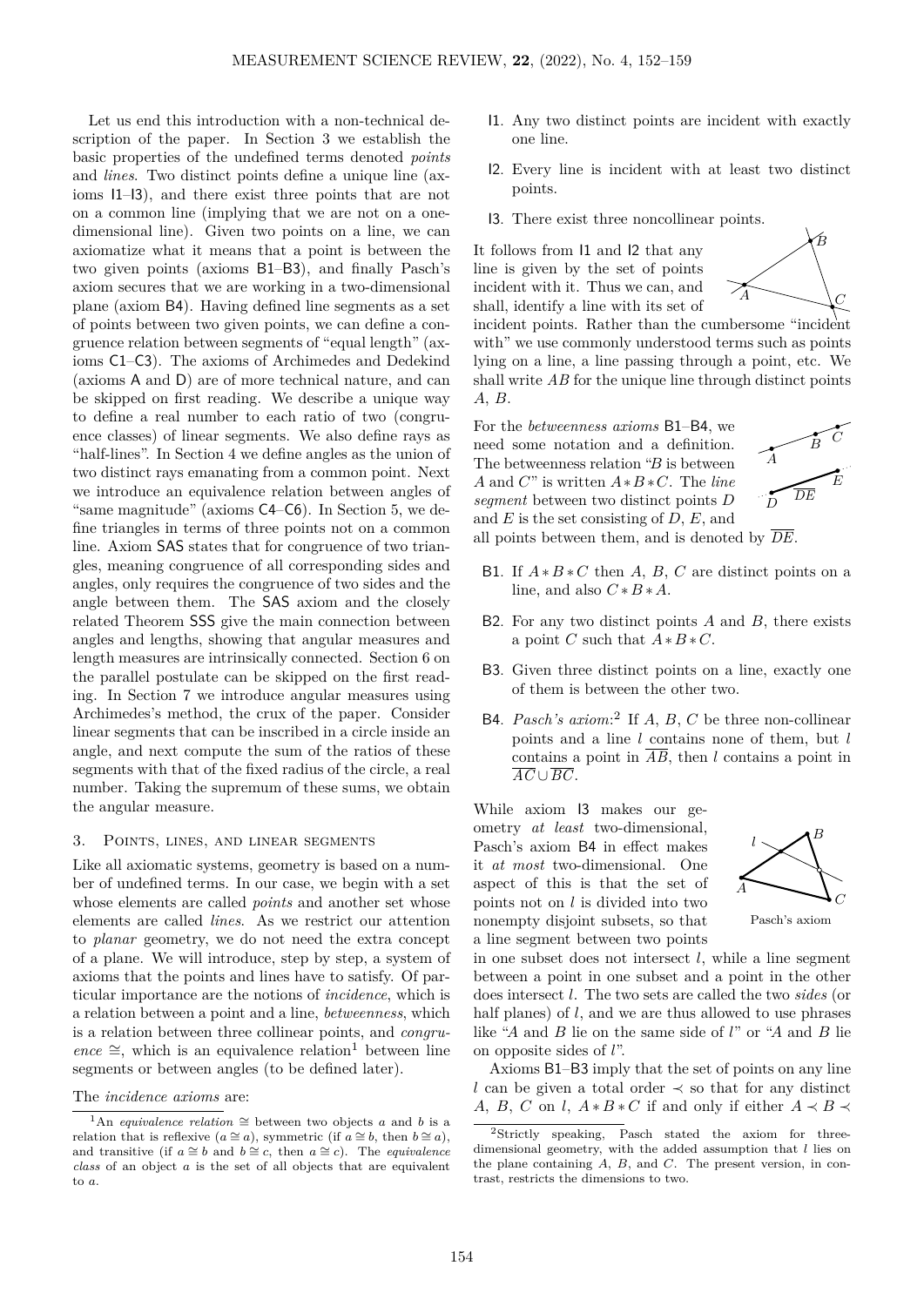Let us end this introduction with a non-technical description of the paper. In Section 3 we establish the basic properties of the undefined terms denoted *points* and *lines*. Two distinct points define a unique line (axioms I1–I3), and there exist three points that are not on a common line (implying that we are not on a one-dimensional line). Given two points on a line, we can axiomatize what it means that a point is between the two given points (axioms B1–B3), and finally Pasch's axiom secures that we are working in a two-dimensional plane (axiom B4). Having defined line segments as a set of points between two given points, we can define a congruence relation between segments of "equal length" (axioms C1–C3). The axioms of Archimedes and Dedekind (axioms A and D) are of more technical nature, and can be skipped on first reading. We describe a unique way to define a real number to each ratio of two (congruence classes) of linear segments. We also define rays as "half-lines". In Section 4 we define angles as the union of two distinct rays emanating from a common point. Next we introduce an equivalence relation between angles of "same magnitude" (axioms C4–C6). In Section 5, we define triangles in terms of three points not on a common line. Axiom SAS states that for congruence of two triangles, meaning congruence of all corresponding sides and angles, only requires the congruence of two sides and the angle between them. The SAS axiom and the closely related Theorem SSS give the main connection between angles and lengths, showing that angular measures and length measures are intrinsically connected. Section 6 on the parallel postulate can be skipped on the first reading. In Section 7 we introduce angular measures using Archimedes's method, the crux of the paper. Consider linear segments that can be inscribed in a circle inside an angle, and next compute the sum of the ratios of these segments with that of the fixed radius of the circle, a real number. Taking the supremum of these sums, we obtain the angular measure.

## 3. Points, lines, and linear segments

Like all axiomatic systems, geometry is based on a number of undefined terms. In our case, we begin with a set whose elements are called *points* and another set whose elements are called *lines*. As we restrict our attention to *planar* geometry, we do not need the extra concept of a plane. We will introduce, step by step, a system of axioms that the points and lines have to satisfy. Of particular importance are the notions of *incidence*, which is a relation between a point and a line, *betweenness*, which is a relation between three collinear points, and *congruence* $\cong$, which is an equivalence relation[1] between line segments or between angles (to be defined later).

The *incidence axioms* are:

- I1. Any two distinct points are incident with exactly one line.
- I2. Every line is incident with at least two distinct points.
- I3. There exist three noncollinear points.

It follows from I1 and I2 that any line is given by the set of points incident with it. Thus we can, and shall, identify a line with its set of incident points. Rather than the cumbersome "incident with" we use commonly understood terms such as points lying on a line, a line passing through a point, etc. We shall write $AB$ for the unique line through distinct points $A$, $B$.

For the *betweenness axioms* B1–B4, we need some notation and a definition. The betweenness relation "$B$ is between $A$ and $C$" is written $A*B*C$. The *line segment* between two distinct points $D$ and $E$ is the set consisting of $D$, $E$, and all points between them, and is denoted by $\overline{DE}$.

- B1. If $A*B*C$ then $A$, $B$, $C$ are distinct points on a line, and also $C*B*A$.
- B2. For any two distinct points $A$ and $B$, there exists a point $C$ such that $A*B*C$.
- B3. Given three distinct points on a line, exactly one of them is between the other two.
- B4. *Pasch's axiom:*[2] If $A$, $B$, $C$ be three non-collinear points and a line $l$ contains none of them, but $l$ contains a point in $\overline{AB}$, then $l$ contains a point in $\overline{AC} \cup \overline{BC}$.

While axiom I3 makes our geometry *at least* two-dimensional, Pasch's axiom B4 in effect makes it *at most* two-dimensional. One aspect of this is that the set of points not on $l$ is divided into two nonempty disjoint subsets, so that a line segment between two points in one subset does not intersect $l$, while a line segment between a point in one subset and a point in the other does intersect $l$. The two sets are called the two *sides* (or half planes) of $l$, and we are thus allowed to use phrases like "$A$ and $B$ lie on the same side of $l$" or "$A$ and $B$ lie on opposite sides of $l$".

Pasch's axiom

Axioms B1–B3 imply that the set of points on any line $l$ can be given a total order $\prec$ so that for any distinct $A$, $B$, $C$ on $l$, $A*B*C$ if and only if either $A \prec B \prec$

[1] An *equivalence relation* $\cong$ between two objects $a$ and $b$ is a relation that is reflexive ($a \cong a$), symmetric (if $a \cong b$, then $b \cong a$), and transitive (if $a \cong b$ and $b \cong c$, then $a \cong c$). The *equivalence class* of an object $a$ is the set of all objects that are equivalent to $a$.

[2] Strictly speaking, Pasch stated the axiom for three-dimensional geometry, with the added assumption that $l$ lies on the plane containing $A$, $B$, and $C$. The present version, in contrast, restricts the dimensions to two.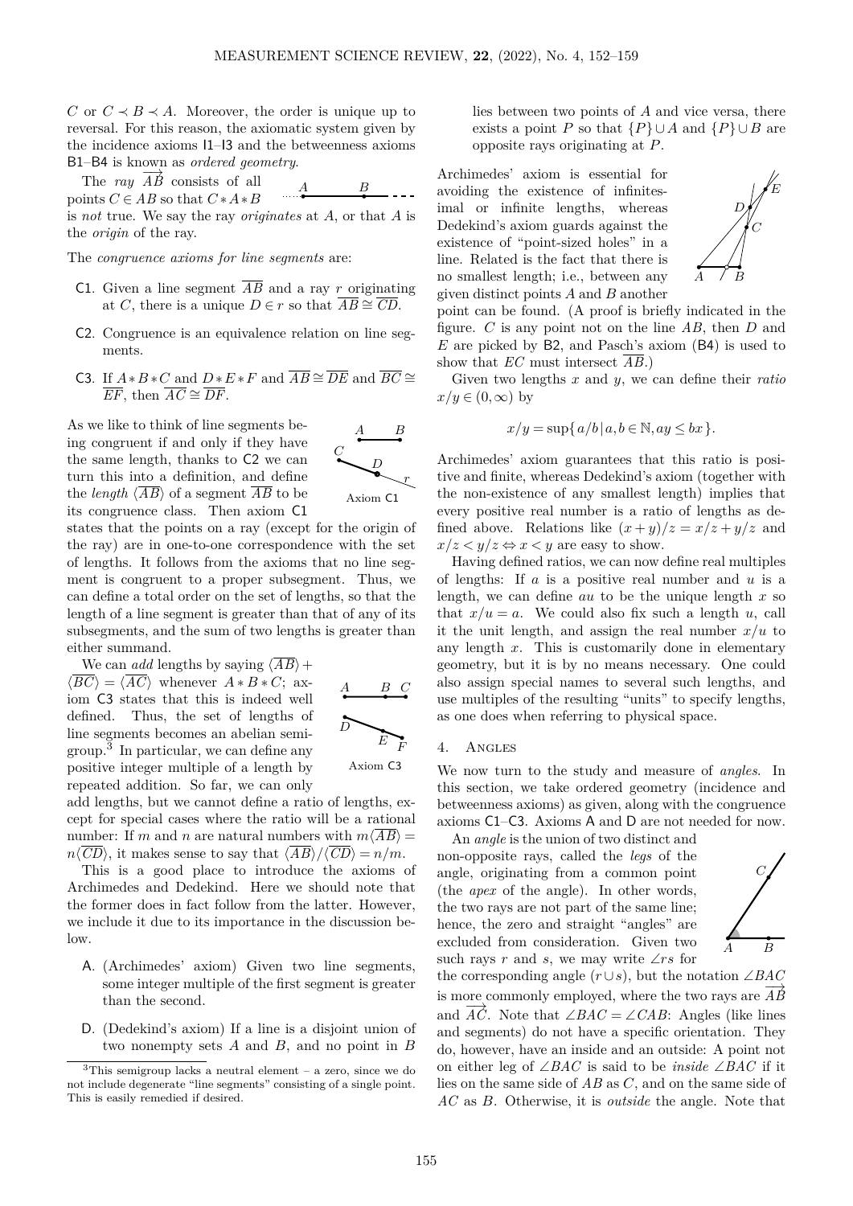$C$ or $C \prec B \prec A$. Moreover, the order is unique up to reversal. For this reason, the axiomatic system given by the incidence axioms I1–I3 and the betweenness axioms B1–B4 is known as *ordered geometry*.

The *ray* $\overrightarrow{AB}$ consists of all points $C \in AB$ so that $C * A * B$ is *not* true. We say the ray *originates* at $A$, or that $A$ is the *origin* of the ray.

The *congruence axioms for line segments* are:

- C1. Given a line segment $\overline{AB}$ and a ray $r$ originating at $C$, there is a unique $D \in r$ so that $\overline{AB} \cong \overline{CD}$.
- C2. Congruence is an equivalence relation on line segments.
- C3. If $A * B * C$ and $D * E * F$ and $\overline{AB} \cong \overline{DE}$ and $\overline{BC} \cong \overline{EF}$, then $\overline{AC} \cong \overline{DF}$.

Axiom C1

As we like to think of line segments being congruent if and only if they have the same length, thanks to C2 we can turn this into a definition, and define the *length* $\langle \overline{AB} \rangle$ of a segment $\overline{AB}$ to be its congruence class. Then axiom C1 states that the points on a ray (except for the origin of the ray) are in one-to-one correspondence with the set of lengths. It follows from the axioms that no line segment is congruent to a proper subsegment. Thus, we can define a total order on the set of lengths, so that the length of a line segment is greater than that of any of its subsegments, and the sum of two lengths is greater than either summand.

Axiom C3

We can *add* lengths by saying $\langle \overline{AB} \rangle + \langle \overline{BC} \rangle = \langle \overline{AC} \rangle$ whenever $A * B * C$; axiom C3 states that this is indeed well defined. Thus, the set of lengths of line segments becomes an abelian semigroup.[3] In particular, we can define any positive integer multiple of a length by repeated addition. So far, we can only add lengths, but we cannot define a ratio of lengths, except for special cases where the ratio will be a rational number: If $m$ and $n$ are natural numbers with $m\langle \overline{AB} \rangle = n\langle \overline{CD} \rangle$, it makes sense to say that $\langle \overline{AB} \rangle / \langle \overline{CD} \rangle = n/m$.

This is a good place to introduce the axioms of Archimedes and Dedekind. Here we should note that the former does in fact follow from the latter. However, we include it due to its importance in the discussion below.

- A. (Archimedes' axiom) Given two line segments, some integer multiple of the first segment is greater than the second.
- D. (Dedekind's axiom) If a line is a disjoint union of two nonempty sets $A$ and $B$, and no point in $B$ lies between two points of $A$ and vice versa, there exists a point $P$ so that $\{P\} \cup A$ and $\{P\} \cup B$ are opposite rays originating at $P$.

[3] This semigroup lacks a neutral element – a zero, since we do not include degenerate "line segments" consisting of a single point. This is easily remedied if desired.

Archimedes' axiom is essential for avoiding the existence of infinitesimal or infinite lengths, whereas Dedekind's axiom guards against the existence of "point-sized holes" in a line. Related is the fact that there is no smallest length; i.e., between any given distinct points $A$ and $B$ another point can be found. (A proof is briefly indicated in the figure. $C$ is any point not on the line $AB$, then $D$ and $E$ are picked by B2, and Pasch's axiom (B4) is used to show that $EC$ must intersect $\overline{AB}$.)

Given two lengths $x$ and $y$, we can define their *ratio* $x/y \in (0, \infty)$ by

$$x/y = \sup\{\, a/b \,|\, a, b \in \mathbb{N}, ay \leq bx \,\}.$$

Archimedes' axiom guarantees that this ratio is positive and finite, whereas Dedekind's axiom (together with the non-existence of any smallest length) implies that every positive real number is a ratio of lengths as defined above. Relations like $(x + y)/z = x/z + y/z$ and $x/z < y/z \Leftrightarrow x < y$ are easy to show.

Having defined ratios, we can now define real multiples of lengths: If $a$ is a positive real number and $u$ is a length, we can define $au$ to be the unique length $x$ so that $x/u = a$. We could also fix such a length $u$, call it the unit length, and assign the real number $x/u$ to any length $x$. This is customarily done in elementary geometry, but it is by no means necessary. One could also assign special names to several such lengths, and use multiples of the resulting "units" to specify lengths, as one does when referring to physical space.

## 4. Angles

We now turn to the study and measure of *angles*. In this section, we take ordered geometry (incidence and betweenness axioms) as given, along with the congruence axioms C1–C3. Axioms A and D are not needed for now.

An *angle* is the union of two distinct and non-opposite rays, called the *legs* of the angle, originating from a common point (the *apex* of the angle). In other words, the two rays are not part of the same line; hence, the zero and straight "angles" are excluded from consideration. Given two such rays $r$ and $s$, we may write $\angle rs$ for the corresponding angle ($r \cup s$), but the notation $\angle BAC$ is more commonly employed, where the two rays are $\overrightarrow{AB}$ and $\overrightarrow{AC}$. Note that $\angle BAC = \angle CAB$: Angles (like lines and segments) do not have a specific orientation. They do, however, have an inside and an outside: A point not on either leg of $\angle BAC$ is said to be *inside* $\angle BAC$ if it lies on the same side of $AB$ as $C$, and on the same side of $AC$ as $B$. Otherwise, it is *outside* the angle. Note that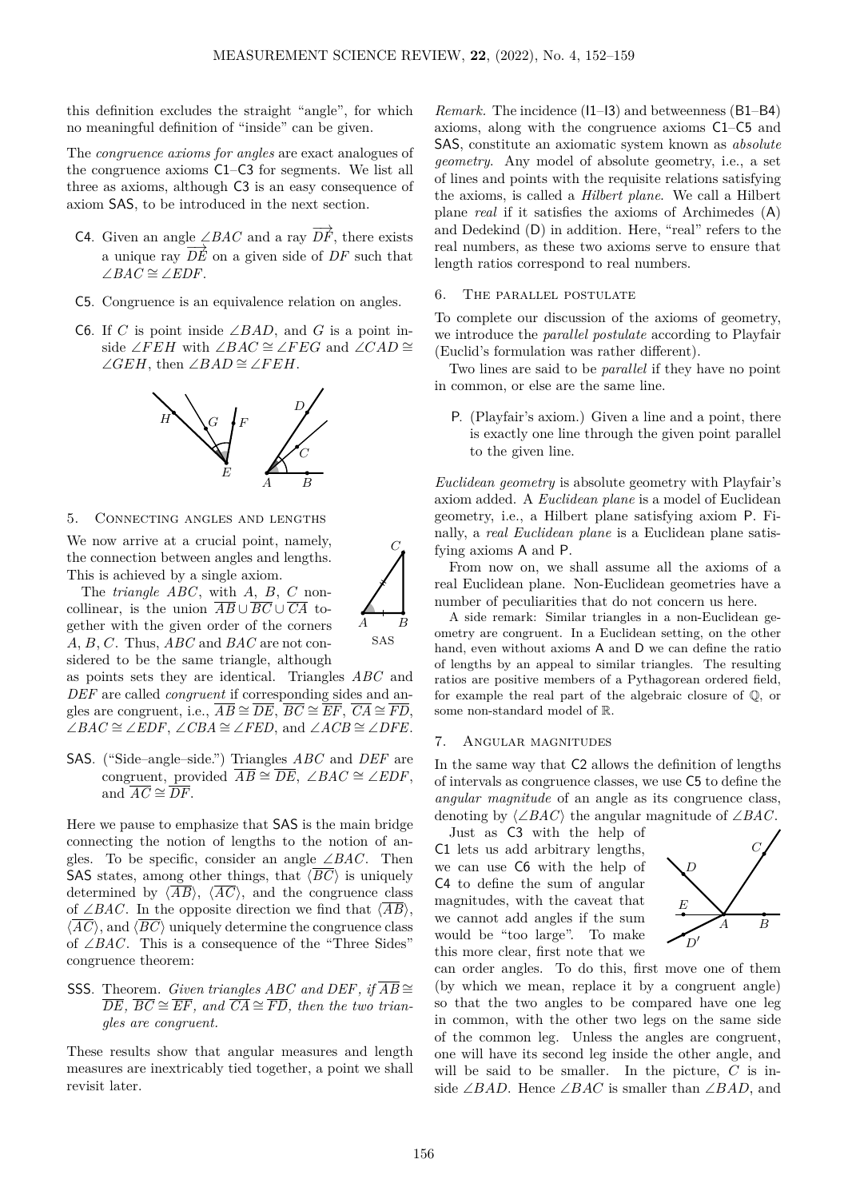this definition excludes the straight "angle", for which no meaningful definition of "inside" can be given.

The *congruence axioms for angles* are exact analogues of the congruence axioms C1–C3 for segments. We list all three as axioms, although C3 is an easy consequence of axiom SAS, to be introduced in the next section.

- C4. Given an angle $\angle BAC$ and a ray $\overrightarrow{DF}$, there exists a unique ray $\overrightarrow{DE}$ on a given side of $DF$ such that $\angle BAC \cong \angle EDF$.
- C5. Congruence is an equivalence relation on angles.
- C6. If $C$ is point inside $\angle BAD$, and $G$ is a point inside $\angle FEH$ with $\angle BAC \cong \angle FEG$ and $\angle CAD \cong \angle GEH$, then $\angle BAD \cong \angle FEH$.

## 5. Connecting angles and lengths

We now arrive at a crucial point, namely, the connection between angles and lengths. This is achieved by a single axiom.

The *triangle* $ABC$, with $A$, $B$, $C$ noncollinear, is the union $\overline{AB} \cup \overline{BC} \cup \overline{CA}$ together with the given order of the corners $A$, $B$, $C$. Thus, $ABC$ and $BAC$ are not considered to be the same triangle, although as points sets they are identical. Triangles $ABC$ and $DEF$ are called *congruent* if corresponding sides and angles are congruent, i.e., $\overline{AB} \cong \overline{DE}$, $\overline{BC} \cong \overline{EF}$, $\overline{CA} \cong \overline{FD}$, $\angle BAC \cong \angle EDF$, $\angle CBA \cong \angle FED$, and $\angle ACB \cong \angle DFE$.

SAS

- SAS. ("Side–angle–side.") Triangles $ABC$ and $DEF$ are congruent, provided $\overline{AB} \cong \overline{DE}$, $\angle BAC \cong \angle EDF$, and $\overline{AC} \cong \overline{DF}$.

Here we pause to emphasize that SAS is the main bridge connecting the notion of lengths to the notion of angles. To be specific, consider an angle $\angle BAC$. Then SAS states, among other things, that $\langle \overline{BC} \rangle$ is uniquely determined by $\langle \overline{AB} \rangle$, $\langle \overline{AC} \rangle$, and the congruence class of $\angle BAC$. In the opposite direction we find that $\langle \overline{AB} \rangle$, $\langle \overline{AC} \rangle$, and $\langle \overline{BC} \rangle$ uniquely determine the congruence class of $\angle BAC$. This is a consequence of the "Three Sides" congruence theorem:

- SSS. Theorem. *Given triangles $ABC$ and $DEF$, if $\overline{AB} \cong \overline{DE}$, $\overline{BC} \cong \overline{EF}$, and $\overline{CA} \cong \overline{FD}$, then the two triangles are congruent.*

These results show that angular measures and length measures are inextricably tied together, a point we shall revisit later.

*Remark.* The incidence (I1–I3) and betweenness (B1–B4) axioms, along with the congruence axioms C1–C5 and SAS, constitute an axiomatic system known as *absolute geometry*. Any model of absolute geometry, i.e., a set of lines and points with the requisite relations satisfying the axioms, is called a *Hilbert plane*. We call a Hilbert plane *real* if it satisfies the axioms of Archimedes (A) and Dedekind (D) in addition. Here, "real" refers to the real numbers, as these two axioms serve to ensure that length ratios correspond to real numbers.

## 6. The parallel postulate

To complete our discussion of the axioms of geometry, we introduce the *parallel postulate* according to Playfair (Euclid's formulation was rather different).

Two lines are said to be *parallel* if they have no point in common, or else are the same line.

- P. (Playfair's axiom.) Given a line and a point, there is exactly one line through the given point parallel to the given line.

*Euclidean geometry* is absolute geometry with Playfair's axiom added. A *Euclidean plane* is a model of Euclidean geometry, i.e., a Hilbert plane satisfying axiom P. Finally, a *real Euclidean plane* is a Euclidean plane satisfying axioms A and P.

From now on, we shall assume all the axioms of a real Euclidean plane. Non-Euclidean geometries have a number of peculiarities that do not concern us here.

A side remark: Similar triangles in a non-Euclidean geometry are congruent. In a Euclidean setting, on the other hand, even without axioms A and D we can define the ratio of lengths by an appeal to similar triangles. The resulting ratios are positive members of a Pythagorean ordered field, for example the real part of the algebraic closure of $\mathbb{Q}$, or some non-standard model of $\mathbb{R}$.

## 7. Angular magnitudes

In the same way that C2 allows the definition of lengths of intervals as congruence classes, we use C5 to define the *angular magnitude* of an angle as its congruence class, denoting by $\langle \angle BAC \rangle$ the angular magnitude of $\angle BAC$.

Just as C3 with the help of C1 lets us add arbitrary lengths, we can use C6 with the help of C4 to define the sum of angular magnitudes, with the caveat that we cannot add angles if the sum would be "too large". To make this more clear, first note that we can order angles. To do this, first move one of them (by which we mean, replace it by a congruent angle) so that the two angles to be compared have one leg in common, with the other two legs on the same side of the common leg. Unless the angles are congruent, one will have its second leg inside the other angle, and will be said to be smaller. In the picture, $C$ is inside $\angle BAD$. Hence $\angle BAC$ is smaller than $\angle BAD$, and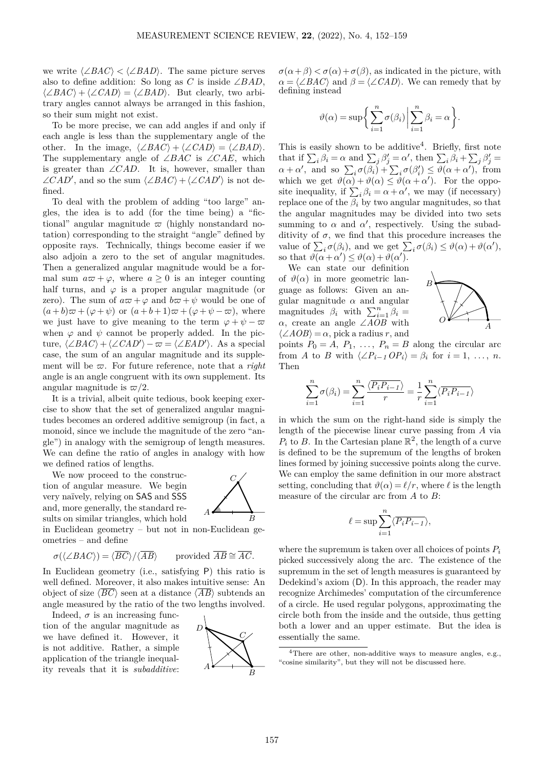we write $\langle\angle BAC\rangle < \langle\angle BAD\rangle$. The same picture serves also to define addition: So long as $C$ is inside $\angle BAD$, $\langle\angle BAC\rangle + \langle\angle CAD\rangle = \langle\angle BAD\rangle$. But clearly, two arbitrary angles cannot always be arranged in this fashion, so their sum might not exist.

To be more precise, we can add angles if and only if each angle is less than the supplementary angle of the other. In the image, $\langle\angle BAC\rangle + \langle\angle CAD\rangle = \langle\angle BAD\rangle$. The supplementary angle of $\angle BAC$ is $\angle CAE$, which is greater than $\angle CAD$. It is, however, smaller than $\angle CAD'$, and so the sum $\langle\angle BAC\rangle + \langle\angle CAD'\rangle$ is not defined.

To deal with the problem of adding "too large" angles, the idea is to add (for the time being) a "fictional" angular magnitude $\varpi$ (highly nonstandard notation) corresponding to the straight "angle" defined by opposite rays. Technically, things become easier if we also adjoin a zero to the set of angular magnitudes. Then a generalized angular magnitude would be a formal sum $a\varpi + \varphi$, where $a \geq 0$ is an integer counting half turns, and $\varphi$ is a proper angular magnitude (or zero). The sum of $a\varpi + \varphi$ and $b\varpi + \psi$ would be one of $(a+b)\varpi + (\varphi + \psi)$ or $(a+b+1)\varpi + (\varphi + \psi - \varpi)$, where we just have to give meaning to the term $\varphi + \psi - \varpi$ when $\varphi$ and $\psi$ cannot be properly added. In the picture, $\langle\angle BAC\rangle + \langle\angle CAD'\rangle - \varpi = \langle\angle EAD'\rangle$. As a special case, the sum of an angular magnitude and its supplement will be $\varpi$. For future reference, note that a *right* angle is an angle congruent with its own supplement. Its angular magnitude is $\varpi/2$.

It is a trivial, albeit quite tedious, book keeping exercise to show that the set of generalized angular magnitudes becomes an ordered additive semigroup (in fact, a monoid, since we include the magnitude of the zero "angle") in analogy with the semigroup of length measures. We can define the ratio of angles in analogy with how we defined ratios of lengths.

We now proceed to the construction of angular measure. We begin very naïvely, relying on SAS and SSS and, more generally, the standard results on similar triangles, which hold in Euclidean geometry – but not in non-Euclidean geometries – and define

$$\sigma(\langle\angle BAC\rangle) = \langle\overline{BC}\rangle / \langle\overline{AB}\rangle \qquad \text{provided } \overline{AB} \cong \overline{AC}.$$

In Euclidean geometry (i.e., satisfying P) this ratio is well defined. Moreover, it also makes intuitive sense: An object of size $\langle\overline{BC}\rangle$ seen at a distance $\langle\overline{AB}\rangle$ subtends an angle measured by the ratio of the two lengths involved.

Indeed, $\sigma$ is an increasing function of the angular magnitude as we have defined it. However, it is not additive. Rather, a simple application of the triangle inequality reveals that it is *subadditive*: $\sigma(\alpha+\beta) < \sigma(\alpha) + \sigma(\beta)$, as indicated in the picture, with $\alpha = \langle\angle BAC\rangle$ and $\beta = \langle\angle CAD\rangle$. We can remedy that by defining instead

$$\vartheta(\alpha) = \sup\left\{ \sum_{i=1}^{n} \sigma(\beta_i) \,\middle|\, \sum_{i=1}^{n} \beta_i = \alpha \right\}.$$

This is easily shown to be additive[4]. Briefly, first note that if $\sum_i \beta_i = \alpha$ and $\sum_j \beta'_j = \alpha'$, then $\sum_i \beta_i + \sum_j \beta'_j = \alpha + \alpha'$, and so $\sum_i \sigma(\beta_i) + \sum_i \sigma(\beta'_i) \leq \vartheta(\alpha + \alpha')$, from which we get $\vartheta(\alpha) + \vartheta(\alpha) \leq \vartheta(\alpha + \alpha')$. For the opposite inequality, if $\sum_i \beta_i = \alpha + \alpha'$, we may (if necessary) replace one of the $\beta_i$ by two angular magnitudes, so that the angular magnitudes may be divided into two sets summing to $\alpha$ and $\alpha'$, respectively. Using the subadditivity of $\sigma$, we find that this procedure increases the value of $\sum_i \sigma(\beta_i)$, and we get $\sum_i \sigma(\beta_i) \leq \vartheta(\alpha) + \vartheta(\alpha')$, so that $\vartheta(\alpha + \alpha') \leq \vartheta(\alpha) + \vartheta(\alpha')$.

We can state our definition of $\vartheta(\alpha)$ in more geometric language as follows: Given an angular magnitude $\alpha$ and angular magnitudes $\beta_i$ with $\sum_{i=1}^{n} \beta_i = \alpha$, create an angle $\angle AOB$ with $\langle\angle AOB\rangle = \alpha$, pick a radius $r$, and points $P_0 = A$, $P_1$, ..., $P_n = B$ along the circular arc from $A$ to $B$ with $\langle\angle P_{i-1}OP_i\rangle = \beta_i$ for $i = 1, \ldots, n$. Then

$$\sum_{i=1}^{n} \sigma(\beta_i) = \sum_{i=1}^{n} \frac{\langle\overline{P_i P_{i-1}}\rangle}{r} = \frac{1}{r} \sum_{i=1}^{n} \langle\overline{P_i P_{i-1}}\rangle$$

in which the sum on the right-hand side is simply the length of the piecewise linear curve passing from $A$ via $P_i$ to $B$. In the Cartesian plane $\mathbb{R}^2$, the length of a curve is defined to be the supremum of the lengths of broken lines formed by joining successive points along the curve. We can employ the same definition in our more abstract setting, concluding that $\vartheta(\alpha) = \ell/r$, where $\ell$ is the length measure of the circular arc from $A$ to $B$:

$$\ell = \sup \sum_{i=1}^{n} \langle\overline{P_i P_{i-1}}\rangle,$$

where the supremum is taken over all choices of points $P_i$ picked successively along the arc. The existence of the supremum in the set of length measures is guaranteed by Dedekind's axiom (D). In this approach, the reader may recognize Archimedes' computation of the circumference of a circle. He used regular polygons, approximating the circle both from the inside and the outside, thus getting both a lower and an upper estimate. But the idea is essentially the same.

[4] There are other, non-additive ways to measure angles, e.g., "cosine similarity", but they will not be discussed here.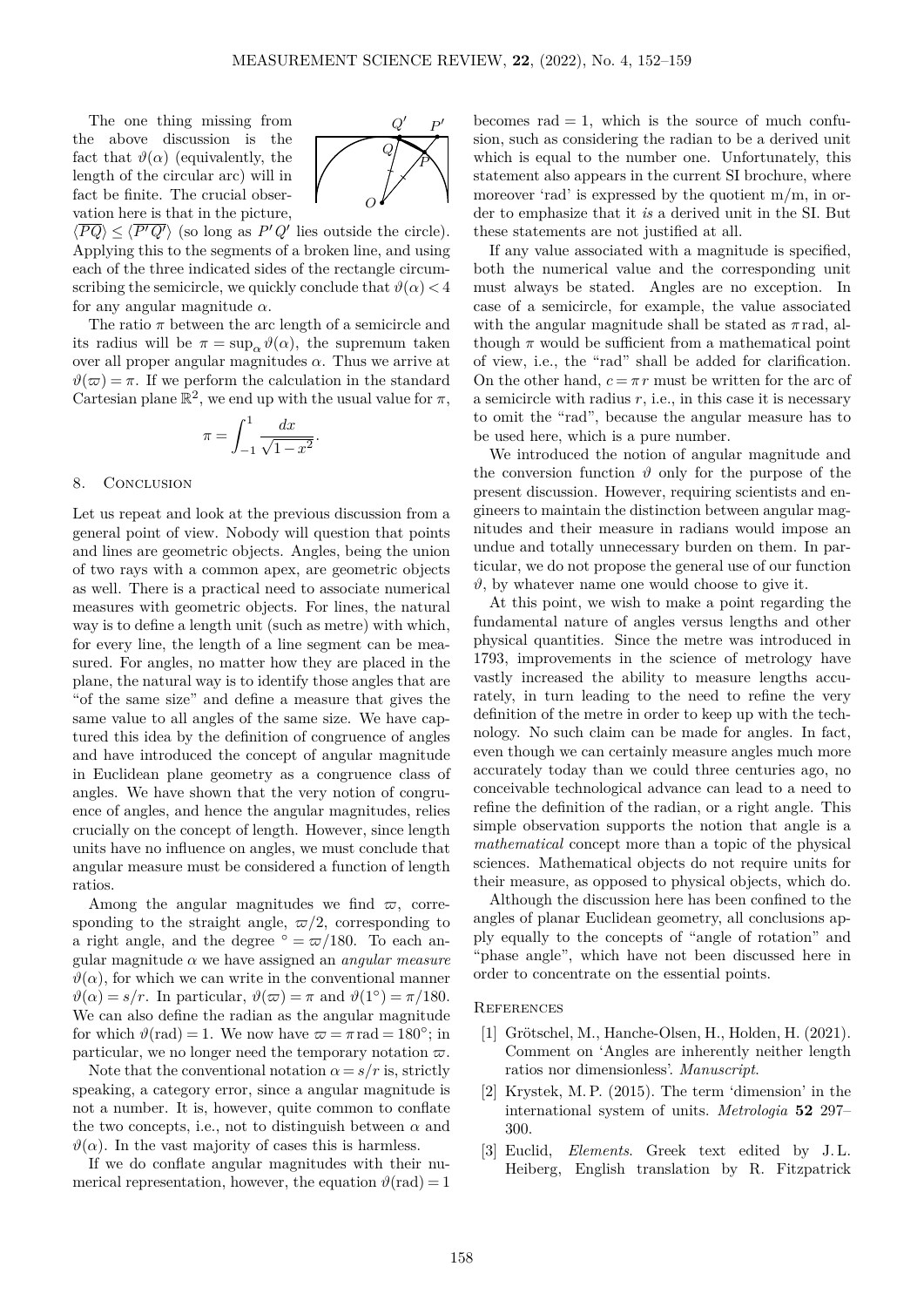The one thing missing from the above discussion is the fact that $\vartheta(\alpha)$ (equivalently, the length of the circular arc) will in fact be finite. The crucial observation here is that in the picture, $\langle\overline{PQ}\rangle \le \langle\overline{P'Q'}\rangle$ (so long as $P'Q'$ lies outside the circle). Applying this to the segments of a broken line, and using each of the three indicated sides of the rectangle circumscribing the semicircle, we quickly conclude that $\vartheta(\alpha) < 4$ for any angular magnitude $\alpha$.

The ratio $\pi$ between the arc length of a semicircle and its radius will be $\pi = \sup_\alpha \vartheta(\alpha)$, the supremum taken over all proper angular magnitudes $\alpha$. Thus we arrive at $\vartheta(\varpi) = \pi$. If we perform the calculation in the standard Cartesian plane $\mathbb{R}^2$, we end up with the usual value for $\pi$,

$$\pi = \int_{-1}^{1} \frac{dx}{\sqrt{1-x^2}}.$$

## 8. Conclusion

Let us repeat and look at the previous discussion from a general point of view. Nobody will question that points and lines are geometric objects. Angles, being the union of two rays with a common apex, are geometric objects as well. There is a practical need to associate numerical measures with geometric objects. For lines, the natural way is to define a length unit (such as metre) with which, for every line, the length of a line segment can be measured. For angles, no matter how they are placed in the plane, the natural way is to identify those angles that are "of the same size" and define a measure that gives the same value to all angles of the same size. We have captured this idea by the definition of congruence of angles and have introduced the concept of angular magnitude in Euclidean plane geometry as a congruence class of angles. We have shown that the very notion of congruence of angles, and hence the angular magnitudes, relies crucially on the concept of length. However, since length units have no influence on angles, we must conclude that angular measure must be considered a function of length ratios.

Among the angular magnitudes we find $\varpi$, corresponding to the straight angle, $\varpi/2$, corresponding to a right angle, and the degree $^\circ = \varpi/180$. To each angular magnitude $\alpha$ we have assigned an *angular measure* $\vartheta(\alpha)$, for which we can write in the conventional manner $\vartheta(\alpha) = s/r$. In particular, $\vartheta(\varpi) = \pi$ and $\vartheta(1^\circ) = \pi/180$. We can also define the radian as the angular magnitude for which $\vartheta(\text{rad}) = 1$. We now have $\varpi = \pi\,\text{rad} = 180^\circ$; in particular, we no longer need the temporary notation $\varpi$.

Note that the conventional notation $\alpha = s/r$ is, strictly speaking, a category error, since a angular magnitude is not a number. It is, however, quite common to conflate the two concepts, i.e., not to distinguish between $\alpha$ and $\vartheta(\alpha)$. In the vast majority of cases this is harmless.

If we do conflate angular magnitudes with their numerical representation, however, the equation $\vartheta(\text{rad}) = 1$ becomes $\text{rad} = 1$, which is the source of much confusion, such as considering the radian to be a derived unit which is equal to the number one. Unfortunately, this statement also appears in the current SI brochure, where moreover 'rad' is expressed by the quotient m/m, in order to emphasize that it *is* a derived unit in the SI. But these statements are not justified at all.

If any value associated with a magnitude is specified, both the numerical value and the corresponding unit must always be stated. Angles are no exception. In case of a semicircle, for example, the value associated with the angular magnitude shall be stated as $\pi\,\text{rad}$, although $\pi$ would be sufficient from a mathematical point of view, i.e., the "rad" shall be added for clarification. On the other hand, $c = \pi\,r$ must be written for the arc of a semicircle with radius $r$, i.e., in this case it is necessary to omit the "rad", because the angular measure has to be used here, which is a pure number.

We introduced the notion of angular magnitude and the conversion function $\vartheta$ only for the purpose of the present discussion. However, requiring scientists and engineers to maintain the distinction between angular magnitudes and their measure in radians would impose an undue and totally unnecessary burden on them. In particular, we do not propose the general use of our function $\vartheta$, by whatever name one would choose to give it.

At this point, we wish to make a point regarding the fundamental nature of angles versus lengths and other physical quantities. Since the metre was introduced in 1793, improvements in the science of metrology have vastly increased the ability to measure lengths accurately, in turn leading to the need to refine the very definition of the metre in order to keep up with the technology. No such claim can be made for angles. In fact, even though we can certainly measure angles much more accurately today than we could three centuries ago, no conceivable technological advance can lead to a need to refine the definition of the radian, or a right angle. This simple observation supports the notion that angle is a *mathematical* concept more than a topic of the physical sciences. Mathematical objects do not require units for their measure, as opposed to physical objects, which do.

Although the discussion here has been confined to the angles of planar Euclidean geometry, all conclusions apply equally to the concepts of "angle of rotation" and "phase angle", which have not been discussed here in order to concentrate on the essential points.

## References

[1] Grötschel, M., Hanche-Olsen, H., Holden, H. (2021). Comment on 'Angles are inherently neither length ratios nor dimensionless'. *Manuscript*.

[2] Krystek, M. P. (2015). The term 'dimension' in the international system of units. *Metrologia* **52** 297–300.

[3] Euclid, *Elements*. Greek text edited by J. L. Heiberg, English translation by R. Fitzpatrick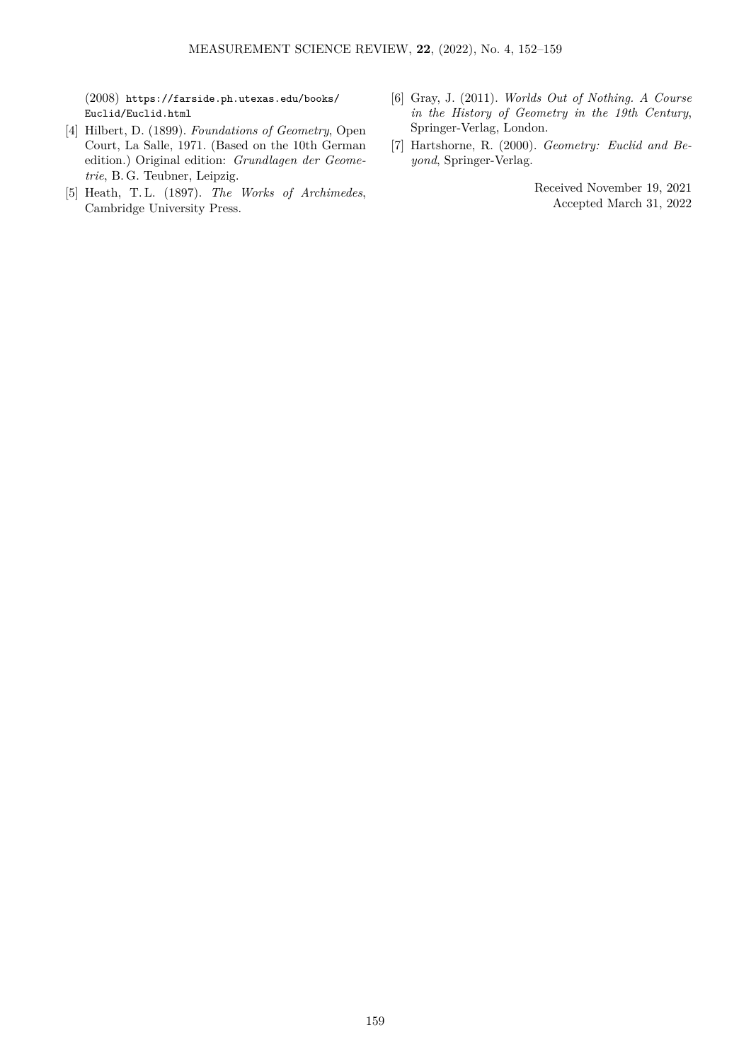(2008) https://farside.ph.utexas.edu/books/Euclid/Euclid.html

[4] Hilbert, D. (1899). *Foundations of Geometry*, Open Court, La Salle, 1971. (Based on the 10th German edition.) Original edition: *Grundlagen der Geometrie*, B. G. Teubner, Leipzig.

[5] Heath, T. L. (1897). *The Works of Archimedes*, Cambridge University Press.

[6] Gray, J. (2011). *Worlds Out of Nothing. A Course in the History of Geometry in the 19th Century*, Springer-Verlag, London.

[7] Hartshorne, R. (2000). *Geometry: Euclid and Beyond*, Springer-Verlag.

Received November 19, 2021
Accepted March 31, 2022